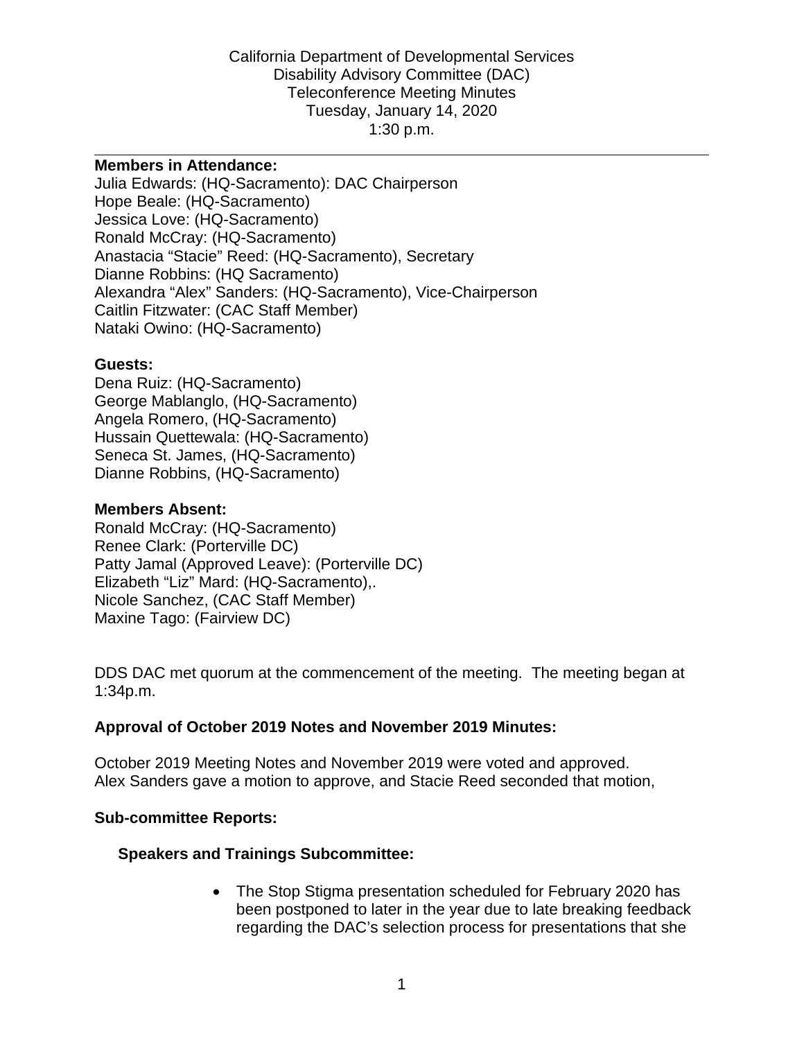California Department of Developmental Services
Disability Advisory Committee (DAC)
Teleconference Meeting Minutes
Tuesday, January 14, 2020
1:30 p.m.

---

**Members in Attendance:**
Julia Edwards: (HQ-Sacramento): DAC Chairperson
Hope Beale: (HQ-Sacramento)
Jessica Love: (HQ-Sacramento)
Ronald McCray: (HQ-Sacramento)
Anastacia "Stacie" Reed: (HQ-Sacramento), Secretary
Dianne Robbins: (HQ Sacramento)
Alexandra "Alex" Sanders: (HQ-Sacramento), Vice-Chairperson
Caitlin Fitzwater: (CAC Staff Member)
Nataki Owino: (HQ-Sacramento)

**Guests:**
Dena Ruiz: (HQ-Sacramento)
George Mablanglo, (HQ-Sacramento)
Angela Romero, (HQ-Sacramento)
Hussain Quettewala: (HQ-Sacramento)
Seneca St. James, (HQ-Sacramento)
Dianne Robbins, (HQ-Sacramento)

**Members Absent:**
Ronald McCray: (HQ-Sacramento)
Renee Clark: (Porterville DC)
Patty Jamal (Approved Leave): (Porterville DC)
Elizabeth "Liz" Mard: (HQ-Sacramento),.
Nicole Sanchez, (CAC Staff Member)
Maxine Tago: (Fairview DC)

DDS DAC met quorum at the commencement of the meeting. The meeting began at 1:34p.m.

**Approval of October 2019 Notes and November 2019 Minutes:**

October 2019 Meeting Notes and November 2019 were voted and approved.
Alex Sanders gave a motion to approve, and Stacie Reed seconded that motion,

**Sub-committee Reports:**

**Speakers and Trainings Subcommittee:**

- The Stop Stigma presentation scheduled for February 2020 has been postponed to later in the year due to late breaking feedback regarding the DAC's selection process for presentations that she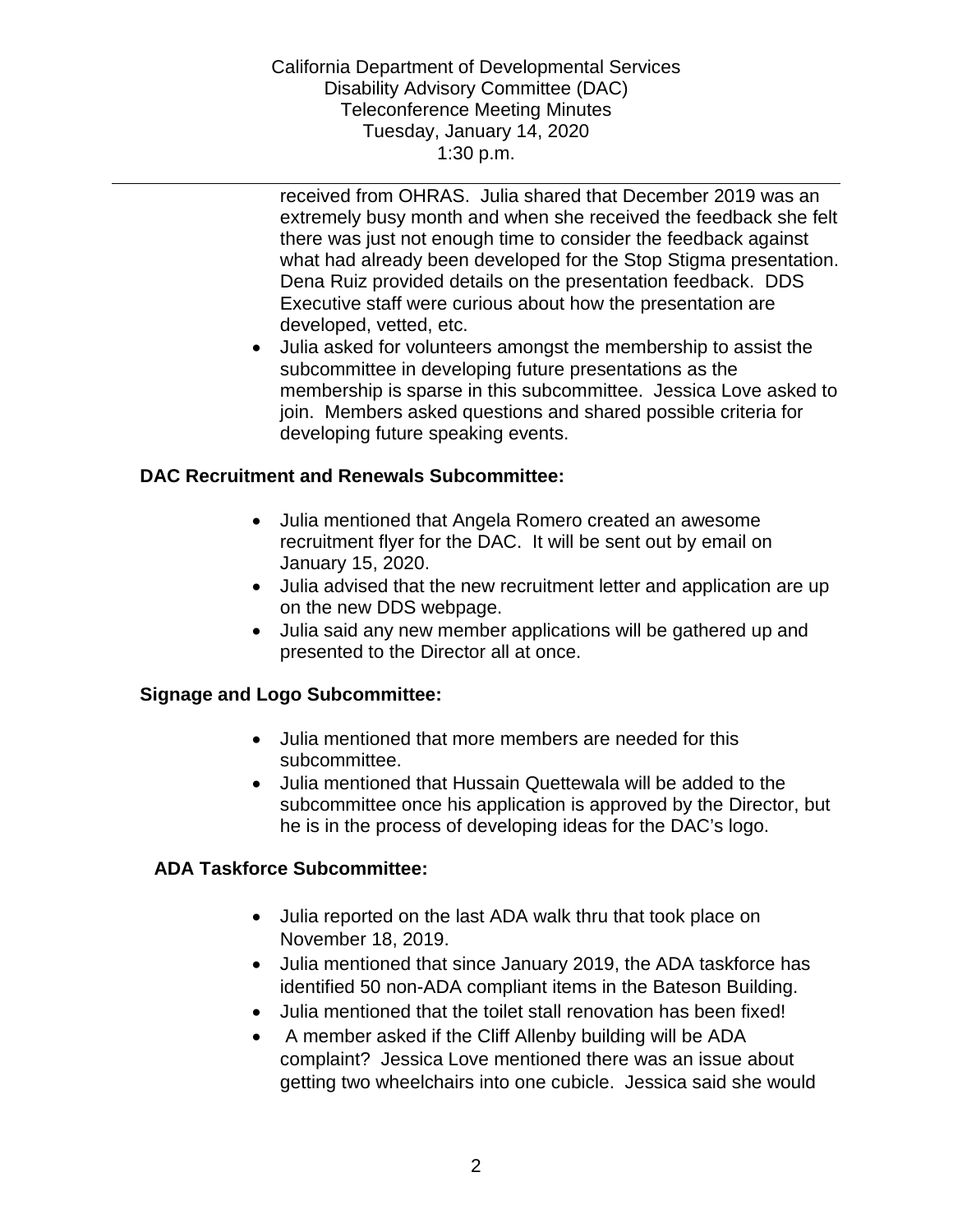received from OHRAS. Julia shared that December 2019 was an extremely busy month and when she received the feedback she felt there was just not enough time to consider the feedback against what had already been developed for the Stop Stigma presentation. Dena Ruiz provided details on the presentation feedback. DDS Executive staff were curious about how the presentation are developed, vetted, etc.

- Julia asked for volunteers amongst the membership to assist the subcommittee in developing future presentations as the membership is sparse in this subcommittee. Jessica Love asked to join. Members asked questions and shared possible criteria for developing future speaking events.

**DAC Recruitment and Renewals Subcommittee:**

- Julia mentioned that Angela Romero created an awesome recruitment flyer for the DAC. It will be sent out by email on January 15, 2020.
- Julia advised that the new recruitment letter and application are up on the new DDS webpage.
- Julia said any new member applications will be gathered up and presented to the Director all at once.

**Signage and Logo Subcommittee:**

- Julia mentioned that more members are needed for this subcommittee.
- Julia mentioned that Hussain Quettewala will be added to the subcommittee once his application is approved by the Director, but he is in the process of developing ideas for the DAC's logo.

**ADA Taskforce Subcommittee:**

- Julia reported on the last ADA walk thru that took place on November 18, 2019.
- Julia mentioned that since January 2019, the ADA taskforce has identified 50 non-ADA compliant items in the Bateson Building.
- Julia mentioned that the toilet stall renovation has been fixed!
- A member asked if the Cliff Allenby building will be ADA complaint? Jessica Love mentioned there was an issue about getting two wheelchairs into one cubicle. Jessica said she would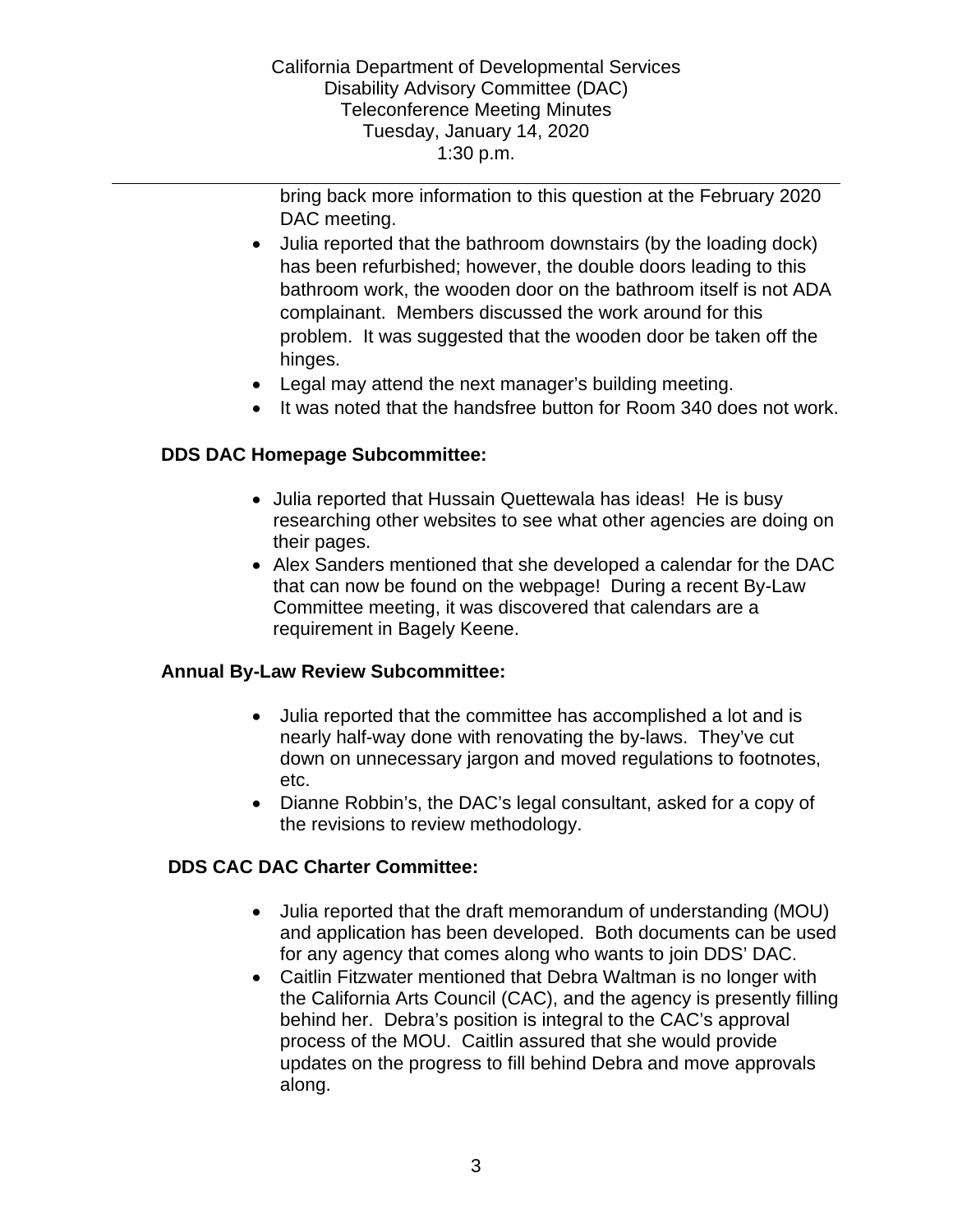bring back more information to this question at the February 2020 DAC meeting.

- Julia reported that the bathroom downstairs (by the loading dock) has been refurbished; however, the double doors leading to this bathroom work, the wooden door on the bathroom itself is not ADA complainant. Members discussed the work around for this problem. It was suggested that the wooden door be taken off the hinges.
- Legal may attend the next manager's building meeting.
- It was noted that the handsfree button for Room 340 does not work.

**DDS DAC Homepage Subcommittee:**

- Julia reported that Hussain Quettewala has ideas! He is busy researching other websites to see what other agencies are doing on their pages.
- Alex Sanders mentioned that she developed a calendar for the DAC that can now be found on the webpage! During a recent By-Law Committee meeting, it was discovered that calendars are a requirement in Bagely Keene.

**Annual By-Law Review Subcommittee:**

- Julia reported that the committee has accomplished a lot and is nearly half-way done with renovating the by-laws. They've cut down on unnecessary jargon and moved regulations to footnotes, etc.
- Dianne Robbin's, the DAC's legal consultant, asked for a copy of the revisions to review methodology.

**DDS CAC DAC Charter Committee:**

- Julia reported that the draft memorandum of understanding (MOU) and application has been developed. Both documents can be used for any agency that comes along who wants to join DDS' DAC.
- Caitlin Fitzwater mentioned that Debra Waltman is no longer with the California Arts Council (CAC), and the agency is presently filling behind her. Debra's position is integral to the CAC's approval process of the MOU. Caitlin assured that she would provide updates on the progress to fill behind Debra and move approvals along.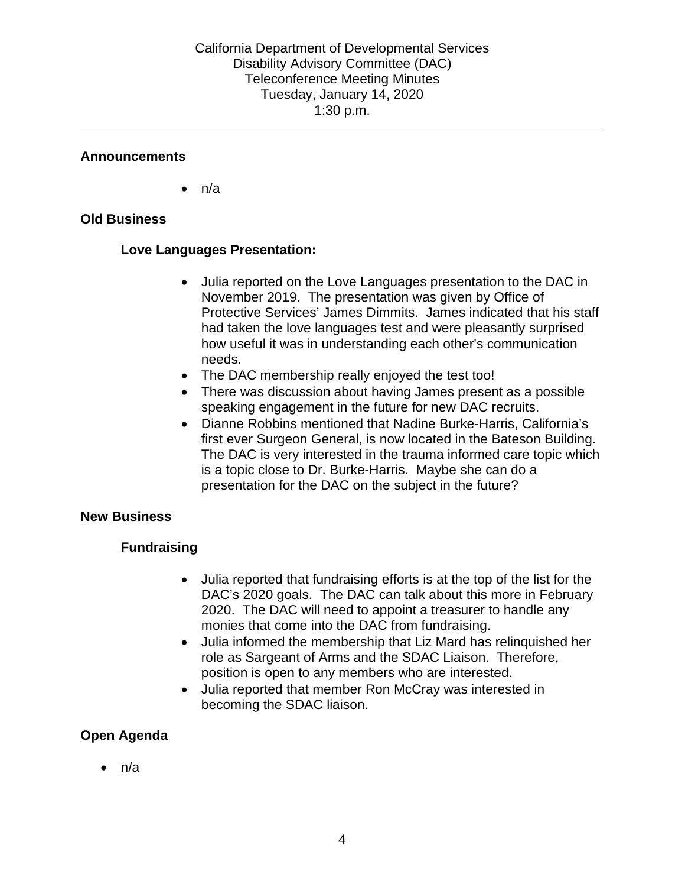California Department of Developmental Services
Disability Advisory Committee (DAC)
Teleconference Meeting Minutes
Tuesday, January 14, 2020
1:30 p.m.

---

## Announcements

- n/a

## Old Business

### Love Languages Presentation:

- Julia reported on the Love Languages presentation to the DAC in November 2019. The presentation was given by Office of Protective Services' James Dimmits. James indicated that his staff had taken the love languages test and were pleasantly surprised how useful it was in understanding each other's communication needs.
- The DAC membership really enjoyed the test too!
- There was discussion about having James present as a possible speaking engagement in the future for new DAC recruits.
- Dianne Robbins mentioned that Nadine Burke-Harris, California's first ever Surgeon General, is now located in the Bateson Building. The DAC is very interested in the trauma informed care topic which is a topic close to Dr. Burke-Harris. Maybe she can do a presentation for the DAC on the subject in the future?

## New Business

### Fundraising

- Julia reported that fundraising efforts is at the top of the list for the DAC's 2020 goals. The DAC can talk about this more in February 2020. The DAC will need to appoint a treasurer to handle any monies that come into the DAC from fundraising.
- Julia informed the membership that Liz Mard has relinquished her role as Sargeant of Arms and the SDAC Liaison. Therefore, position is open to any members who are interested.
- Julia reported that member Ron McCray was interested in becoming the SDAC liaison.

## Open Agenda

- n/a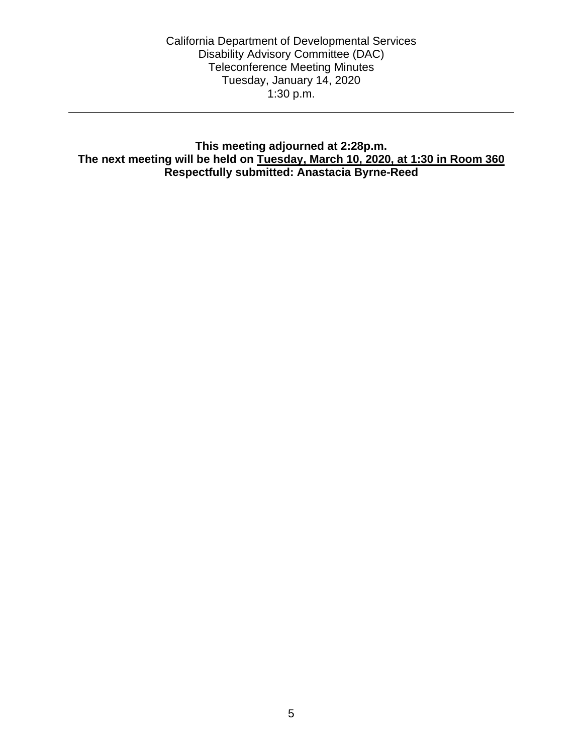California Department of Developmental Services
Disability Advisory Committee (DAC)
Teleconference Meeting Minutes
Tuesday, January 14, 2020
1:30 p.m.

---

**This meeting adjourned at 2:28p.m.**
**The next meeting will be held on <u>Tuesday, March 10, 2020, at 1:30 in Room 360</u>**
**Respectfully submitted: Anastacia Byrne-Reed**